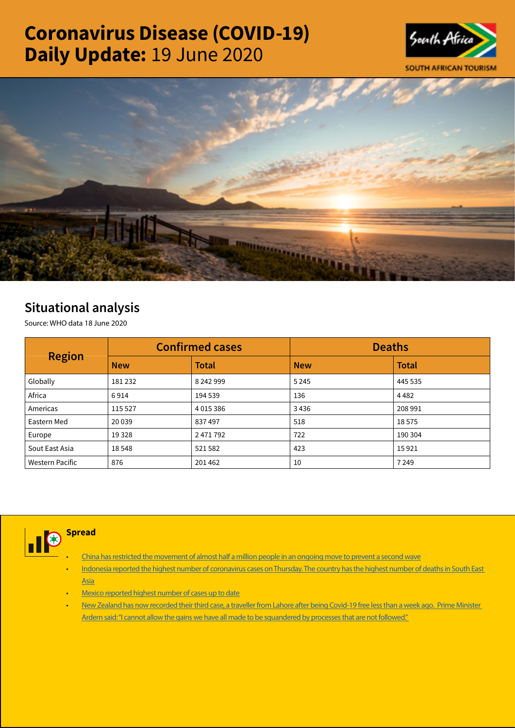# Coronavirus Disease (COVID-19) Daily Update: 19 June 2020

SOUTH AFRICAN TOURISM

## Situational analysis

Source: WHO data 18 June 2020

| Region | Confirmed cases | | Deaths | |
|---|---|---|---|---|
| | New | Total | New | Total |
| Globally | 181 232 | 8 242 999 | 5 245 | 445 535 |
| Africa | 6 914 | 194 539 | 136 | 4 482 |
| Americas | 115 527 | 4 015 386 | 3 436 | 208 991 |
| Eastern Med | 20 039 | 837 497 | 518 | 18 575 |
| Europe | 19 328 | 2 471 792 | 722 | 190 304 |
| Sout East Asia | 18 548 | 521 582 | 423 | 15 921 |
| Western Pacific | 876 | 201 462 | 10 | 7 249 |

### Spread

- China has restricted the movement of almost half a million people in an ongoing move to prevent a second wave
- Indonesia reported the highest number of coronavirus cases on Thursday. The country has the highest number of deaths in South East Asia
- Mexico reported highest number of cases up to date
- New Zealand has now recorded their third case, a traveller from Lahore after being Covid-19 free less than a week ago. Prime Minister Ardern said: "I cannot allow the gains we have all made to be squandered by processes that are not followed."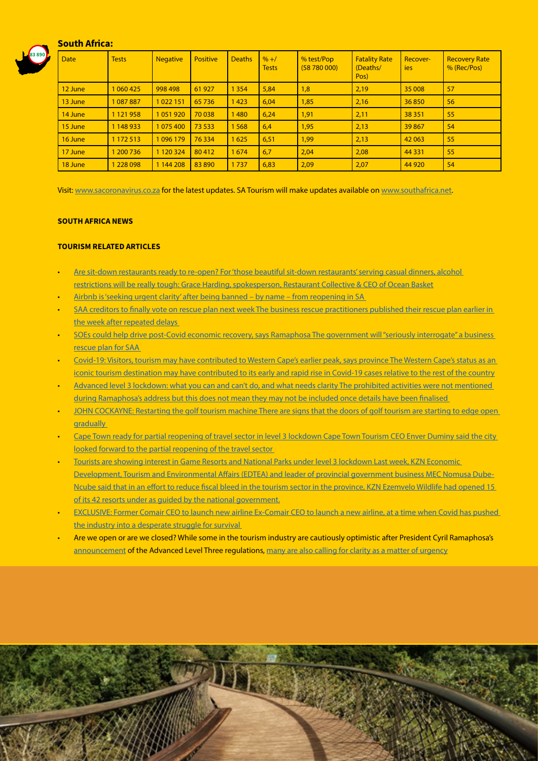## South Africa:

| Date | Tests | Negative | Positive | Deaths | % +/ Tests | % test/Pop (58 780 000) | Fatality Rate (Deaths/ Pos) | Recover-ies | Recovery Rate % (Rec/Pos) |
|---|---|---|---|---|---|---|---|---|---|
| 12 June | 1 060 425 | 998 498 | 61 927 | 1 354 | 5,84 | 1,8 | 2,19 | 35 008 | 57 |
| 13 June | 1 087 887 | 1 022 151 | 65 736 | 1 423 | 6,04 | 1,85 | 2,16 | 36 850 | 56 |
| 14 June | 1 121 958 | 1 051 920 | 70 038 | 1 480 | 6,24 | 1,91 | 2,11 | 38 351 | 55 |
| 15 June | 1 148 933 | 1 075 400 | 73 533 | 1 568 | 6,4 | 1,95 | 2,13 | 39 867 | 54 |
| 16 June | 1 172 513 | 1 096 179 | 76 334 | 1 625 | 6,51 | 1,99 | 2,13 | 42 063 | 55 |
| 17 June | 1 200 736 | 1 120 324 | 80 412 | 1 674 | 6,7 | 2,04 | 2,08 | 44 331 | 55 |
| 18 June | 1 228 098 | 1 144 208 | 83 890 | 1 737 | 6,83 | 2,09 | 2,07 | 44 920 | 54 |

Visit: www.sacoronavirus.co.za for the latest updates. SA Tourism will make updates available on www.southafrica.net.

**SOUTH AFRICA NEWS**

**TOURISM RELATED ARTICLES**

- Are sit-down restaurants ready to re-open? For 'those beautiful sit-down restaurants' serving casual dinners, alcohol restrictions will be really tough: Grace Harding, spokesperson, Restaurant Collective & CEO of Ocean Basket
- Airbnb is 'seeking urgent clarity' after being banned – by name – from reopening in SA
- SAA creditors to finally vote on rescue plan next week The business rescue practitioners published their rescue plan earlier in the week after repeated delays
- SOEs could help drive post-Covid economic recovery, says Ramaphosa The government will "seriously interrogate" a business rescue plan for SAA
- Covid-19: Visitors, tourism may have contributed to Western Cape's earlier peak, says province The Western Cape's status as an iconic tourism destination may have contributed to its early and rapid rise in Covid-19 cases relative to the rest of the country
- Advanced level 3 lockdown: what you can and can't do, and what needs clarity The prohibited activities were not mentioned during Ramaphosa's address but this does not mean they may not be included once details have been finalised
- JOHN COCKAYNE: Restarting the golf tourism machine There are signs that the doors of golf tourism are starting to edge open gradually
- Cape Town ready for partial reopening of travel sector in level 3 lockdown Cape Town Tourism CEO Enver Duminy said the city looked forward to the partial reopening of the travel sector
- Tourists are showing interest in Game Resorts and National Parks under level 3 lockdown Last week, KZN Economic Development, Tourism and Environmental Affairs (EDTEA) and leader of provincial government business MEC Nomusa Dube-Ncube said that in an effort to reduce fiscal bleed in the tourism sector in the province, KZN Ezemvelo Wildlife had opened 15 of its 42 resorts under as guided by the national government.
- EXCLUSIVE: Former Comair CEO to launch new airline Ex-Comair CEO to launch a new airline, at a time when Covid has pushed the industry into a desperate struggle for survival
- Are we open or are we closed? While some in the tourism industry are cautiously optimistic after President Cyril Ramaphosa's announcement of the Advanced Level Three regulations, many are also calling for clarity as a matter of urgency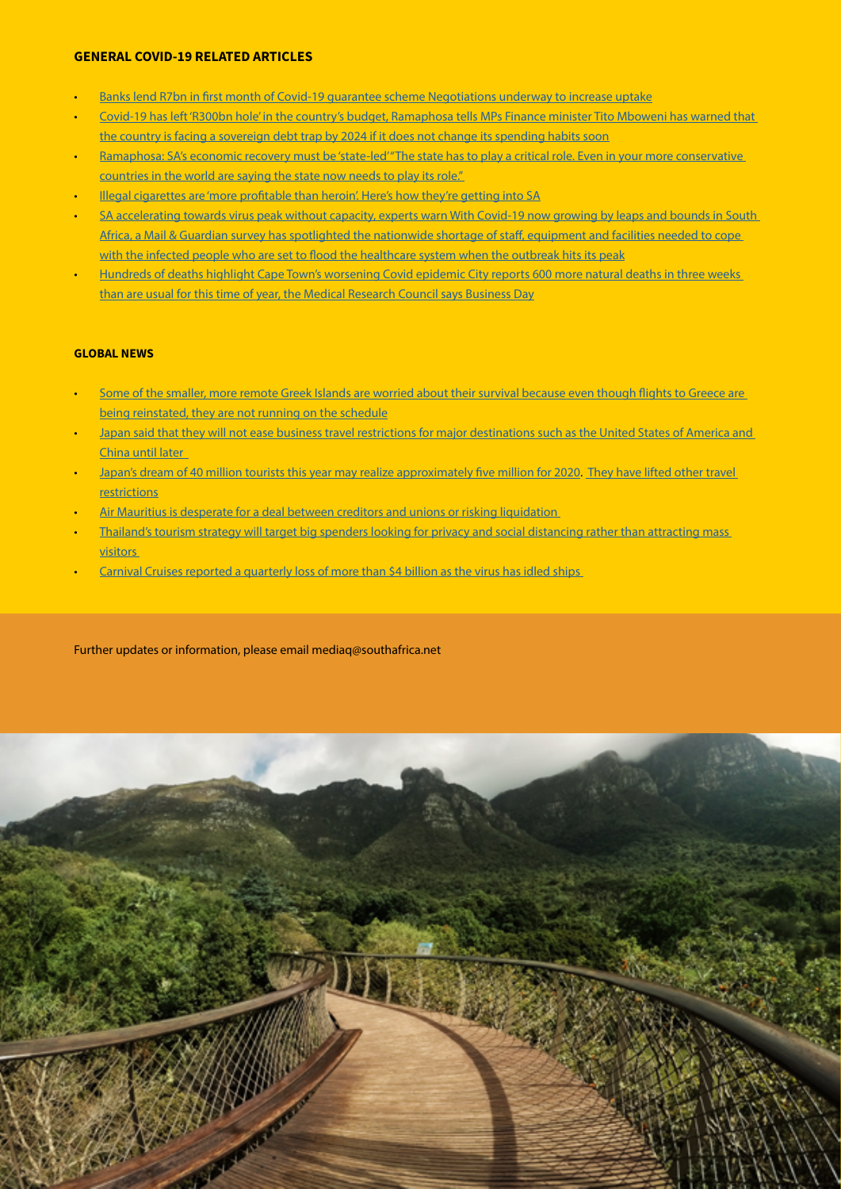### GENERAL COVID-19 RELATED ARTICLES

- Banks lend R7bn in first month of Covid-19 guarantee scheme Negotiations underway to increase uptake
- Covid-19 has left 'R300bn hole' in the country's budget, Ramaphosa tells MPs Finance minister Tito Mboweni has warned that the country is facing a sovereign debt trap by 2024 if it does not change its spending habits soon
- Ramaphosa: SA's economic recovery must be 'state-led' "The state has to play a critical role. Even in your more conservative countries in the world are saying the state now needs to play its role."
- Illegal cigarettes are 'more profitable than heroin'. Here's how they're getting into SA
- SA accelerating towards virus peak without capacity, experts warn With Covid-19 now growing by leaps and bounds in South Africa, a Mail & Guardian survey has spotlighted the nationwide shortage of staff, equipment and facilities needed to cope with the infected people who are set to flood the healthcare system when the outbreak hits its peak
- Hundreds of deaths highlight Cape Town's worsening Covid epidemic City reports 600 more natural deaths in three weeks than are usual for this time of year, the Medical Research Council says Business Day

### GLOBAL NEWS

- Some of the smaller, more remote Greek Islands are worried about their survival because even though flights to Greece are being reinstated, they are not running on the schedule
- Japan said that they will not ease business travel restrictions for major destinations such as the United States of America and China until later
- Japan's dream of 40 million tourists this year may realize approximately five million for 2020. They have lifted other travel restrictions
- Air Mauritius is desperate for a deal between creditors and unions or risking liquidation
- Thailand's tourism strategy will target big spenders looking for privacy and social distancing rather than attracting mass visitors
- Carnival Cruises reported a quarterly loss of more than $4 billion as the virus has idled ships

Further updates or information, please email mediaq@southafrica.net